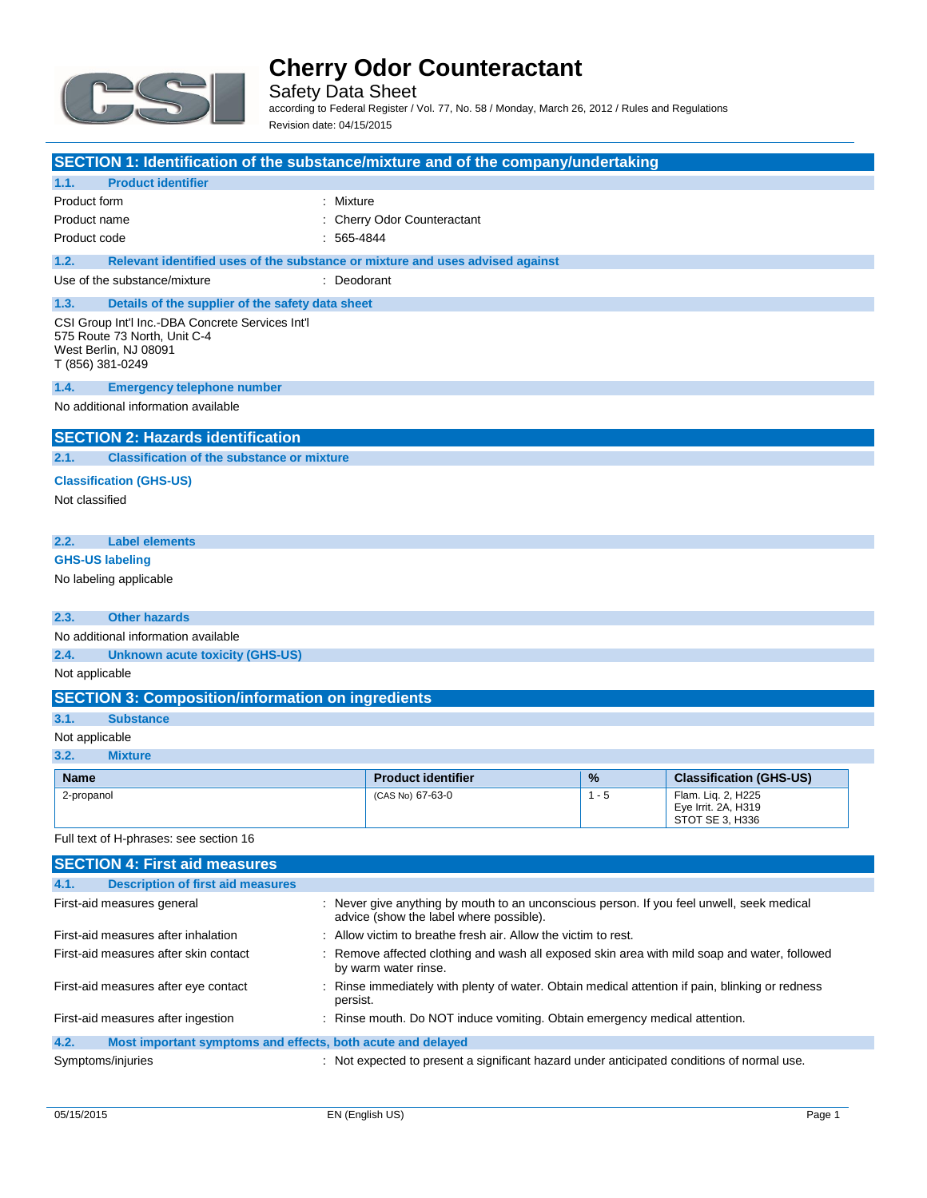# Cherry Odor Counteractant

Safety Data Sheet

according to Federal Register / Vol. 77, No. 58 / Monday, March 26, 2012 / Rules and Regulations

Revision date: 04/15/2015

## SECTION 1: Identification of the substance/mixture and of the company/undertaking

### 1.1. Product identifier

Product form : Mixture

Product name : Cherry Odor Counteractant

Product code : 565-4844

### 1.2. Relevant identified uses of the substance or mixture and uses advised against

Use of the substance/mixture : Deodorant

### 1.3. Details of the supplier of the safety data sheet

CSI Group Int'l Inc.-DBA Concrete Services Int'l
575 Route 73 North, Unit C-4
West Berlin, NJ 08091
T (856) 381-0249

### 1.4. Emergency telephone number

No additional information available

## SECTION 2: Hazards identification

### 2.1. Classification of the substance or mixture

**Classification (GHS-US)**

Not classified

### 2.2. Label elements

**GHS-US labeling**

No labeling applicable

### 2.3. Other hazards

No additional information available

### 2.4. Unknown acute toxicity (GHS-US)

Not applicable

## SECTION 3: Composition/information on ingredients

### 3.1. Substance

Not applicable

### 3.2. Mixture

| Name | Product identifier | % | Classification (GHS-US) |
|---|---|---|---|
| 2-propanol | (CAS No) 67-63-0 | 1 - 5 | Flam. Liq. 2, H225<br>Eye Irrit. 2A, H319<br>STOT SE 3, H336 |

Full text of H-phrases: see section 16

## SECTION 4: First aid measures

### 4.1. Description of first aid measures

First-aid measures general : Never give anything by mouth to an unconscious person. If you feel unwell, seek medical advice (show the label where possible).

First-aid measures after inhalation : Allow victim to breathe fresh air. Allow the victim to rest.

First-aid measures after skin contact : Remove affected clothing and wash all exposed skin area with mild soap and water, followed by warm water rinse.

First-aid measures after eye contact : Rinse immediately with plenty of water. Obtain medical attention if pain, blinking or redness persist.

First-aid measures after ingestion : Rinse mouth. Do NOT induce vomiting. Obtain emergency medical attention.

### 4.2. Most important symptoms and effects, both acute and delayed

Symptoms/injuries : Not expected to present a significant hazard under anticipated conditions of normal use.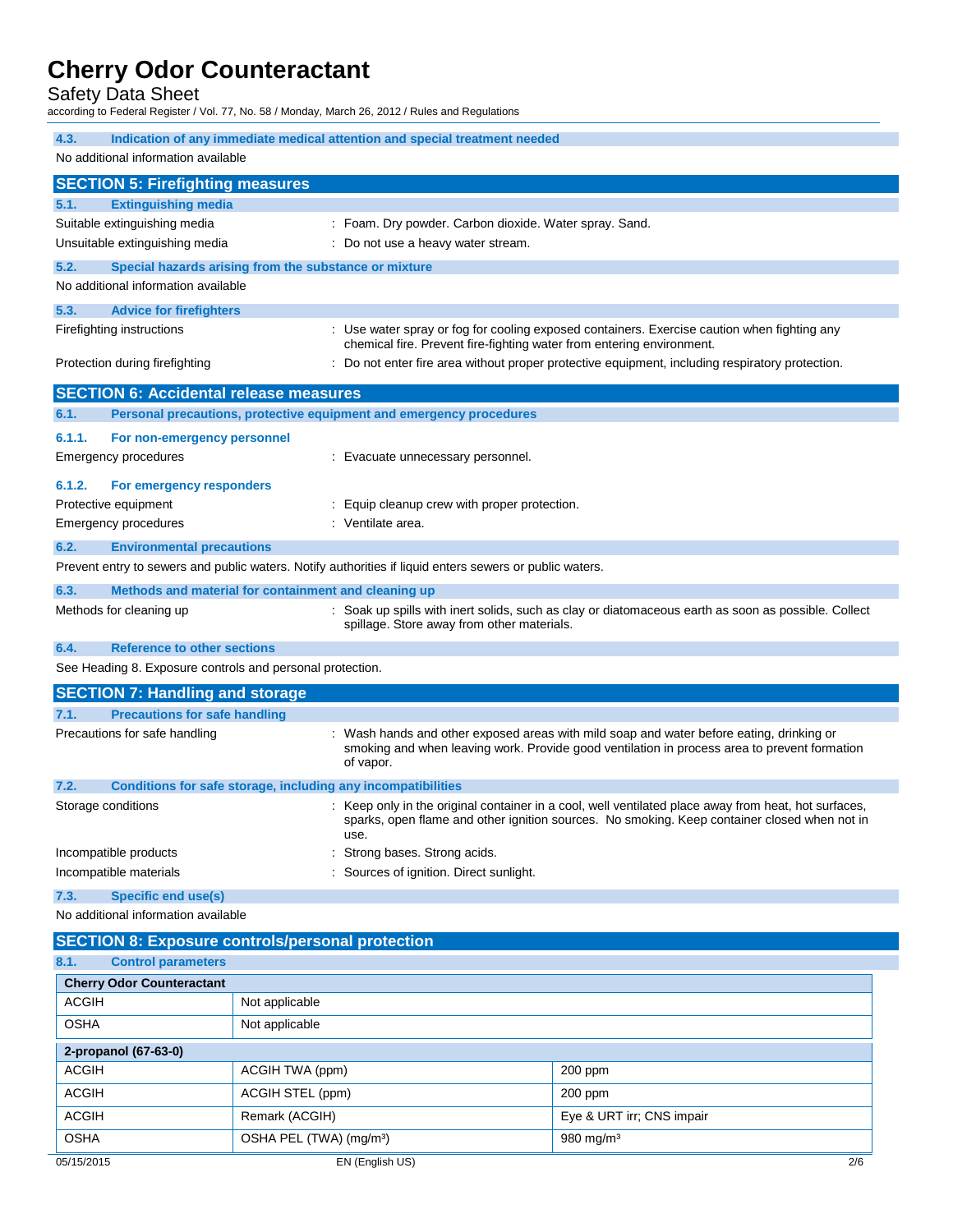### 4.3. Indication of any immediate medical attention and special treatment needed

No additional information available

## SECTION 5: Firefighting measures

### 5.1. Extinguishing media

Suitable extinguishing media : Foam. Dry powder. Carbon dioxide. Water spray. Sand.

Unsuitable extinguishing media : Do not use a heavy water stream.

### 5.2. Special hazards arising from the substance or mixture

No additional information available

### 5.3. Advice for firefighters

Firefighting instructions : Use water spray or fog for cooling exposed containers. Exercise caution when fighting any chemical fire. Prevent fire-fighting water from entering environment.

Protection during firefighting : Do not enter fire area without proper protective equipment, including respiratory protection.

## SECTION 6: Accidental release measures

### 6.1. Personal precautions, protective equipment and emergency procedures

#### 6.1.1. For non-emergency personnel

Emergency procedures : Evacuate unnecessary personnel.

#### 6.1.2. For emergency responders

Protective equipment : Equip cleanup crew with proper protection.

Emergency procedures : Ventilate area.

### 6.2. Environmental precautions

Prevent entry to sewers and public waters. Notify authorities if liquid enters sewers or public waters.

### 6.3. Methods and material for containment and cleaning up

Methods for cleaning up : Soak up spills with inert solids, such as clay or diatomaceous earth as soon as possible. Collect spillage. Store away from other materials.

### 6.4. Reference to other sections

See Heading 8. Exposure controls and personal protection.

## SECTION 7: Handling and storage

### 7.1. Precautions for safe handling

Precautions for safe handling : Wash hands and other exposed areas with mild soap and water before eating, drinking or smoking and when leaving work. Provide good ventilation in process area to prevent formation of vapor.

### 7.2. Conditions for safe storage, including any incompatibilities

Storage conditions : Keep only in the original container in a cool, well ventilated place away from heat, hot surfaces, sparks, open flame and other ignition sources. No smoking. Keep container closed when not in use.

Incompatible products : Strong bases. Strong acids.

Incompatible materials : Sources of ignition. Direct sunlight.

### 7.3. Specific end use(s)

No additional information available

## SECTION 8: Exposure controls/personal protection

### 8.1. Control parameters

| Cherry Odor Counteractant | | |
|---|---|---|
| ACGIH | Not applicable | |
| OSHA | Not applicable | |

| 2-propanol (67-63-0) | | |
|---|---|---|
| ACGIH | ACGIH TWA (ppm) | 200 ppm |
| ACGIH | ACGIH STEL (ppm) | 200 ppm |
| ACGIH | Remark (ACGIH) | Eye & URT irr; CNS impair |
| OSHA | OSHA PEL (TWA) ($mg/m^3$) | 980 $mg/m^3$ |

05/15/2015 EN (English US)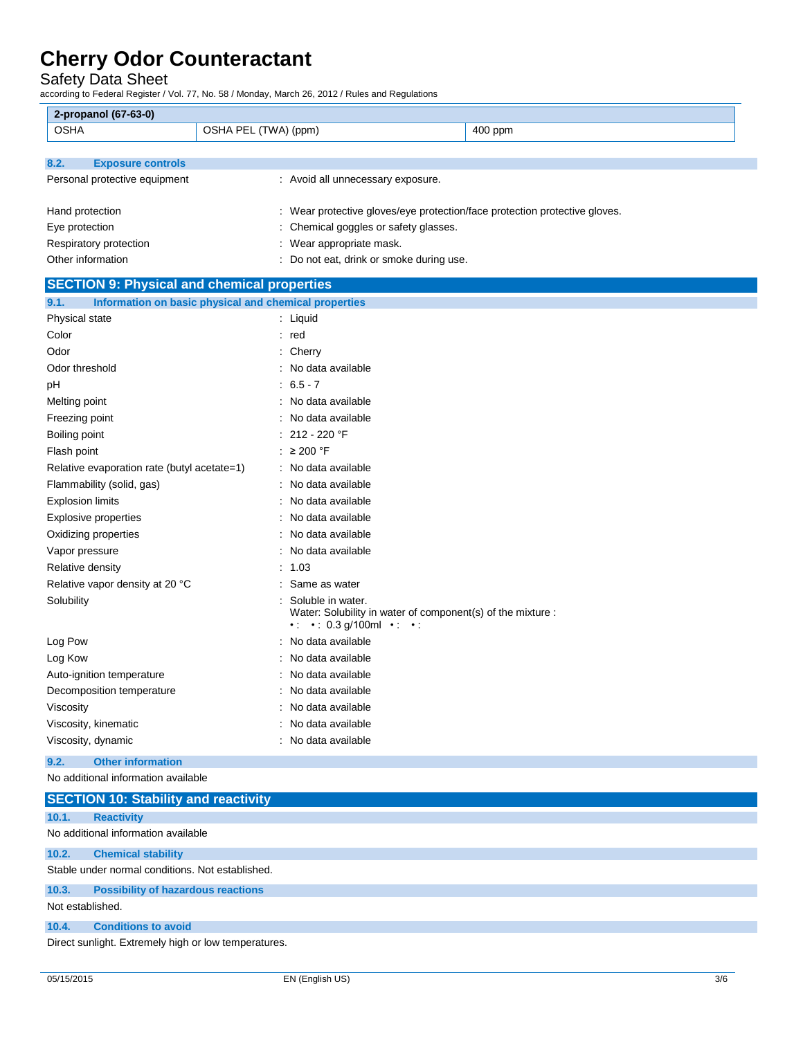| 2-propanol (67-63-0) | | |
|---|---|---|
| OSHA | OSHA PEL (TWA) (ppm) | 400 ppm |

### 8.2. Exposure controls

Personal protective equipment : Avoid all unnecessary exposure.

Hand protection : Wear protective gloves/eye protection/face protection protective gloves.

Eye protection : Chemical goggles or safety glasses.

Respiratory protection : Wear appropriate mask.

Other information : Do not eat, drink or smoke during use.

## SECTION 9: Physical and chemical properties

### 9.1. Information on basic physical and chemical properties

Physical state : Liquid

Color : red

Odor : Cherry

Odor threshold : No data available

pH : 6.5 - 7

Melting point : No data available

Freezing point : No data available

Boiling point : 212 - 220 °F

Flash point : ≥ 200 °F

Relative evaporation rate (butyl acetate=1) : No data available

Flammability (solid, gas) : No data available

Explosion limits : No data available

Explosive properties : No data available

Oxidizing properties : No data available

Vapor pressure : No data available

Relative density : 1.03

Relative vapor density at 20 °C : Same as water

Solubility : Soluble in water.
Water: Solubility in water of component(s) of the mixture :
• : • : 0.3 g/100ml • : • :

Log Pow : No data available

Log Kow : No data available

Auto-ignition temperature : No data available

Decomposition temperature : No data available

Viscosity : No data available

Viscosity, kinematic : No data available

Viscosity, dynamic : No data available

### 9.2. Other information

No additional information available

## SECTION 10: Stability and reactivity

### 10.1. Reactivity

No additional information available

### 10.2. Chemical stability

Stable under normal conditions. Not established.

### 10.3. Possibility of hazardous reactions

Not established.

### 10.4. Conditions to avoid

Direct sunlight. Extremely high or low temperatures.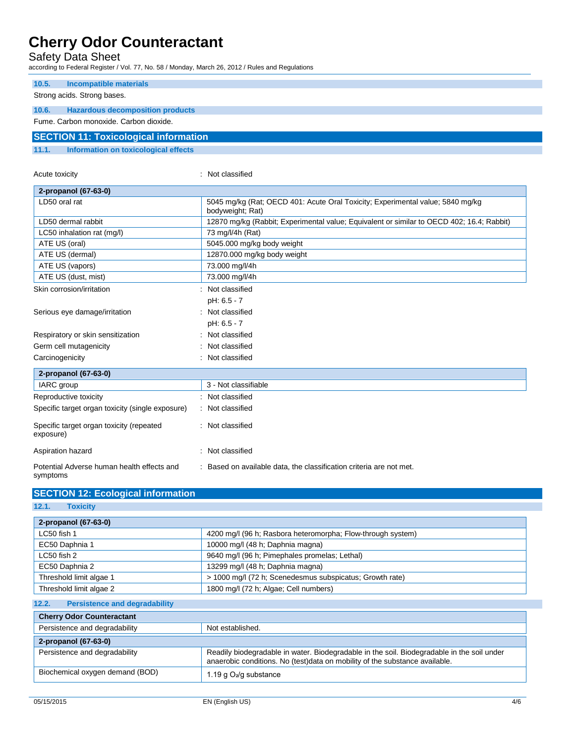### 10.5. Incompatible materials

Strong acids. Strong bases.

### 10.6. Hazardous decomposition products

Fume. Carbon monoxide. Carbon dioxide.

## SECTION 11: Toxicological information

### 11.1. Information on toxicological effects

Acute toxicity : Not classified

| 2-propanol (67-63-0) | |
|---|---|
| LD50 oral rat | 5045 mg/kg (Rat; OECD 401: Acute Oral Toxicity; Experimental value; 5840 mg/kg bodyweight; Rat) |
| LD50 dermal rabbit | 12870 mg/kg (Rabbit; Experimental value; Equivalent or similar to OECD 402; 16.4; Rabbit) |
| LC50 inhalation rat (mg/l) | 73 mg/l/4h (Rat) |
| ATE US (oral) | 5045.000 mg/kg body weight |
| ATE US (dermal) | 12870.000 mg/kg body weight |
| ATE US (vapors) | 73.000 mg/l/4h |
| ATE US (dust, mist) | 73.000 mg/l/4h |

Skin corrosion/irritation : Not classified
pH: 6.5 - 7

Serious eye damage/irritation : Not classified
pH: 6.5 - 7

Respiratory or skin sensitization : Not classified

Germ cell mutagenicity : Not classified

Carcinogenicity : Not classified

| 2-propanol (67-63-0) | |
|---|---|
| IARC group | 3 - Not classifiable |

Reproductive toxicity : Not classified

Specific target organ toxicity (single exposure) : Not classified

Specific target organ toxicity (repeated exposure) : Not classified

Aspiration hazard : Not classified

Potential Adverse human health effects and symptoms : Based on available data, the classification criteria are not met.

## SECTION 12: Ecological information

### 12.1. Toxicity

| 2-propanol (67-63-0) | |
|---|---|
| LC50 fish 1 | 4200 mg/l (96 h; Rasbora heteromorpha; Flow-through system) |
| EC50 Daphnia 1 | 10000 mg/l (48 h; Daphnia magna) |
| LC50 fish 2 | 9640 mg/l (96 h; Pimephales promelas; Lethal) |
| EC50 Daphnia 2 | 13299 mg/l (48 h; Daphnia magna) |
| Threshold limit algae 1 | > 1000 mg/l (72 h; Scenedesmus subspicatus; Growth rate) |
| Threshold limit algae 2 | 1800 mg/l (72 h; Algae; Cell numbers) |

### 12.2. Persistence and degradability

| Cherry Odor Counteractant | |
|---|---|
| Persistence and degradability | Not established. |
| **2-propanol (67-63-0)** | |
| Persistence and degradability | Readily biodegradable in water. Biodegradable in the soil. Biodegradable in the soil under anaerobic conditions. No (test)data on mobility of the substance available. |
| Biochemical oxygen demand (BOD) | 1.19 g $O_2$/g substance |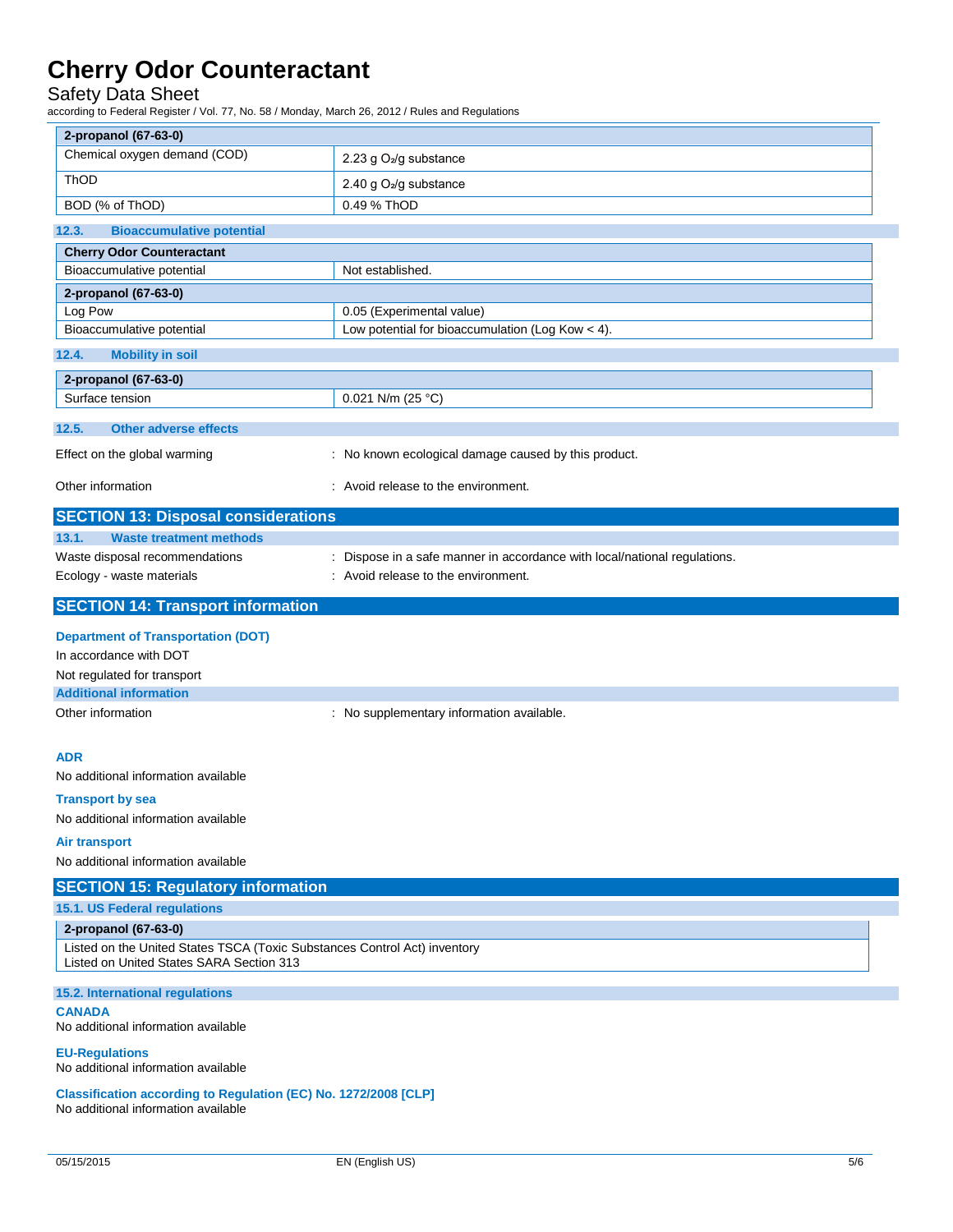| 2-propanol (67-63-0) | |
|---|---|
| Chemical oxygen demand (COD) | 2.23 g $O_2$/g substance |
| ThOD | 2.40 g $O_2$/g substance |
| BOD (% of ThOD) | 0.49 % ThOD |

### 12.3. Bioaccumulative potential

| Cherry Odor Counteractant | |
|---|---|
| Bioaccumulative potential | Not established. |
| **2-propanol (67-63-0)** | |
| Log Pow | 0.05 (Experimental value) |
| Bioaccumulative potential | Low potential for bioaccumulation (Log Kow < 4). |

### 12.4. Mobility in soil

| 2-propanol (67-63-0) | |
|---|---|
| Surface tension | 0.021 N/m (25 °C) |

### 12.5. Other adverse effects

Effect on the global warming : No known ecological damage caused by this product.

Other information : Avoid release to the environment.

## SECTION 13: Disposal considerations

### 13.1. Waste treatment methods

Waste disposal recommendations : Dispose in a safe manner in accordance with local/national regulations.

Ecology - waste materials : Avoid release to the environment.

## SECTION 14: Transport information

**Department of Transportation (DOT)**

In accordance with DOT

Not regulated for transport

**Additional information**

Other information : No supplementary information available.

**ADR**

No additional information available

**Transport by sea**

No additional information available

**Air transport**

No additional information available

## SECTION 15: Regulatory information

### 15.1. US Federal regulations

| 2-propanol (67-63-0) |
|---|
| Listed on the United States TSCA (Toxic Substances Control Act) inventory<br>Listed on United States SARA Section 313 |

### 15.2. International regulations

**CANADA**

No additional information available

**EU-Regulations**

No additional information available

**Classification according to Regulation (EC) No. 1272/2008 [CLP]**

No additional information available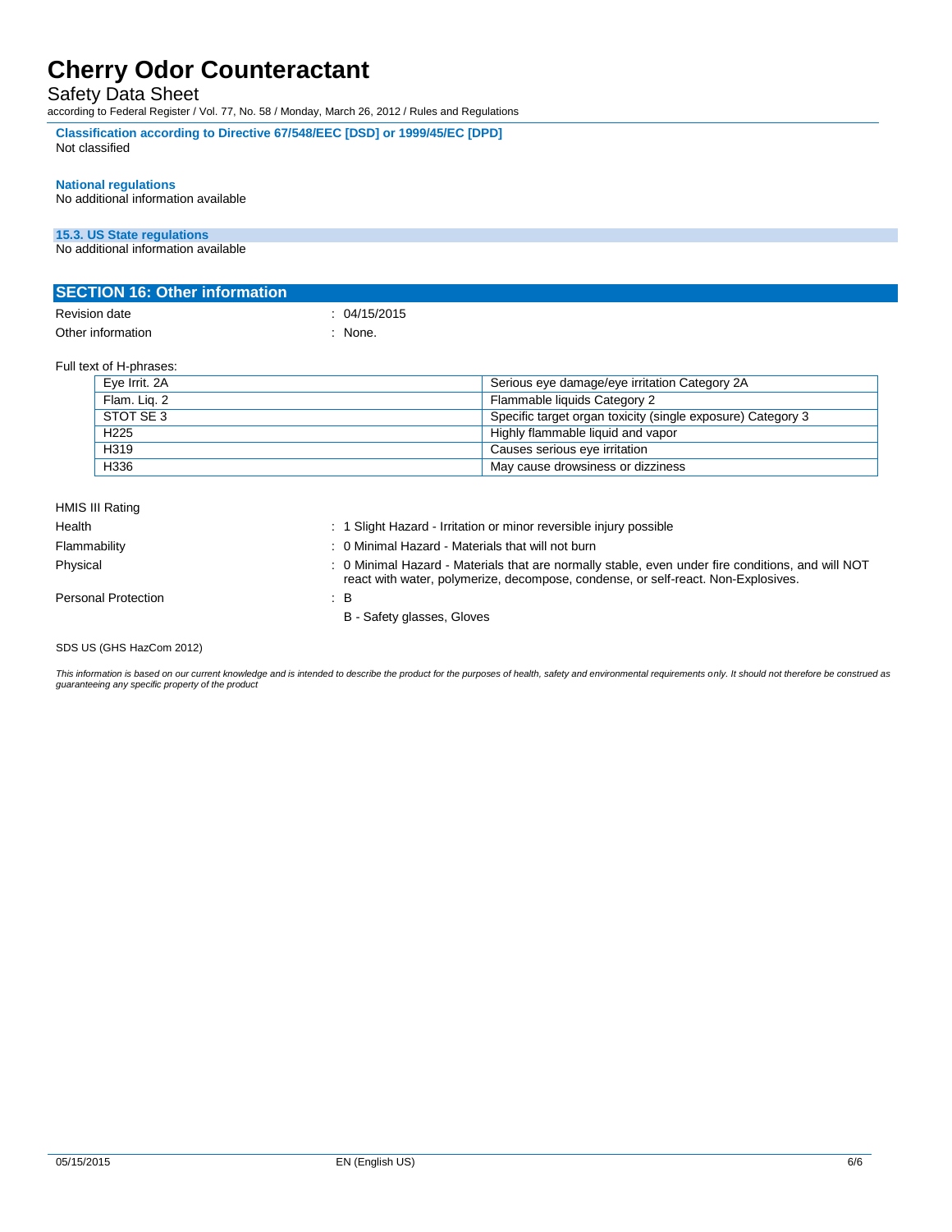**Classification according to Directive 67/548/EEC [DSD] or 1999/45/EC [DPD]**

Not classified

**National regulations**

No additional information available

### 15.3. US State regulations

No additional information available

## SECTION 16: Other information

Revision date : 04/15/2015

Other information : None.

Full text of H-phrases:

| | |
|---|---|
| Eye Irrit. 2A | Serious eye damage/eye irritation Category 2A |
| Flam. Liq. 2 | Flammable liquids Category 2 |
| STOT SE 3 | Specific target organ toxicity (single exposure) Category 3 |
| H225 | Highly flammable liquid and vapor |
| H319 | Causes serious eye irritation |
| H336 | May cause drowsiness or dizziness |

HMIS III Rating

Health : 1 Slight Hazard - Irritation or minor reversible injury possible

Flammability : 0 Minimal Hazard - Materials that will not burn

Physical : 0 Minimal Hazard - Materials that are normally stable, even under fire conditions, and will NOT react with water, polymerize, decompose, condense, or self-react. Non-Explosives.

Personal Protection : B

B - Safety glasses, Gloves

SDS US (GHS HazCom 2012)

*This information is based on our current knowledge and is intended to describe the product for the purposes of health, safety and environmental requirements only. It should not therefore be construed as guaranteeing any specific property of the product*